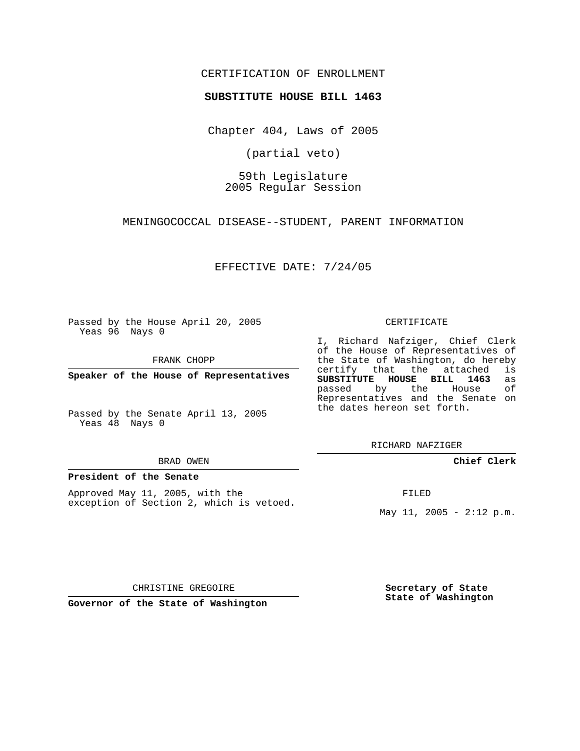CERTIFICATION OF ENROLLMENT

**SUBSTITUTE HOUSE BILL 1463**

Chapter 404, Laws of 2005

(partial veto)

59th Legislature
2005 Regular Session

MENINGOCOCCAL DISEASE--STUDENT, PARENT INFORMATION

EFFECTIVE DATE: 7/24/05

Passed by the House April 20, 2005
Yeas 96 Nays 0

FRANK CHOPP

**Speaker of the House of Representatives**

Passed by the Senate April 13, 2005
Yeas 48 Nays 0

BRAD OWEN

**President of the Senate**

Approved May 11, 2005, with the exception of Section 2, which is vetoed.

CHRISTINE GREGOIRE

**Governor of the State of Washington**

CERTIFICATE

I, Richard Nafziger, Chief Clerk of the House of Representatives of the State of Washington, do hereby certify that the attached is **SUBSTITUTE HOUSE BILL 1463** as passed by the House of Representatives and the Senate on the dates hereon set forth.

RICHARD NAFZIGER

**Chief Clerk**

FILED

May 11, 2005 - 2:12 p.m.

**Secretary of State**
**State of Washington**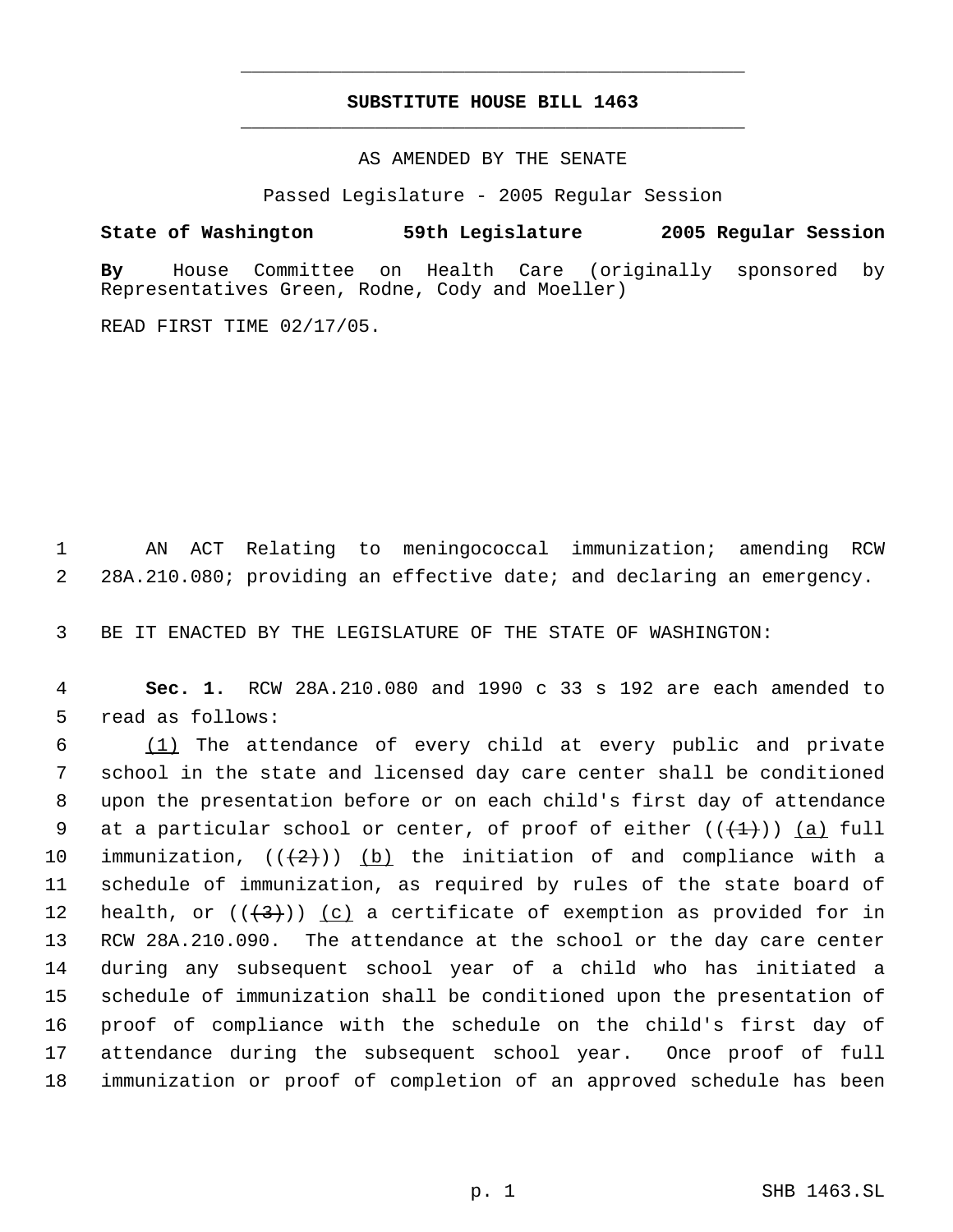**SUBSTITUTE HOUSE BILL 1463**

AS AMENDED BY THE SENATE

Passed Legislature - 2005 Regular Session

**State of Washington 59th Legislature 2005 Regular Session**

**By** House Committee on Health Care (originally sponsored by Representatives Green, Rodne, Cody and Moeller)

READ FIRST TIME 02/17/05.

1 AN ACT Relating to meningococcal immunization; amending RCW
2 28A.210.080; providing an effective date; and declaring an emergency.

3 BE IT ENACTED BY THE LEGISLATURE OF THE STATE OF WASHINGTON:

4 **Sec. 1.** RCW 28A.210.080 and 1990 c 33 s 192 are each amended to
5 read as follows:

6 (1) The attendance of every child at every public and private
7 school in the state and licensed day care center shall be conditioned
8 upon the presentation before or on each child's first day of attendance
9 at a particular school or center, of proof of either ((~~(1)~~)) (a) full
10 immunization, ((~~(2)~~)) (b) the initiation of and compliance with a
11 schedule of immunization, as required by rules of the state board of
12 health, or ((~~(3)~~)) (c) a certificate of exemption as provided for in
13 RCW 28A.210.090. The attendance at the school or the day care center
14 during any subsequent school year of a child who has initiated a
15 schedule of immunization shall be conditioned upon the presentation of
16 proof of compliance with the schedule on the child's first day of
17 attendance during the subsequent school year. Once proof of full
18 immunization or proof of completion of an approved schedule has been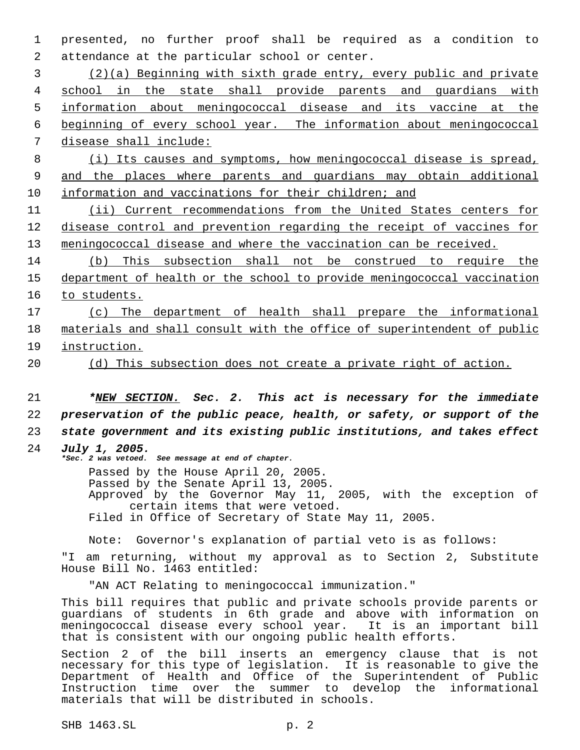presented, no further proof shall be required as a condition to attendance at the particular school or center.

<u>(2)(a) Beginning with sixth grade entry, every public and private school in the state shall provide parents and guardians with information about meningococcal disease and its vaccine at the beginning of every school year. The information about meningococcal disease shall include:</u>

<u>(i) Its causes and symptoms, how meningococcal disease is spread, and the places where parents and guardians may obtain additional information and vaccinations for their children; and</u>

<u>(ii) Current recommendations from the United States centers for disease control and prevention regarding the receipt of vaccines for meningococcal disease and where the vaccination can be received.</u>

<u>(b) This subsection shall not be construed to require the department of health or the school to provide meningococcal vaccination to students.</u>

<u>(c) The department of health shall prepare the informational materials and shall consult with the office of superintendent of public instruction.</u>

<u>(d) This subsection does not create a private right of action.</u>

***<u>NEW SECTION.</u> Sec. 2. This act is necessary for the immediate preservation of the public peace, health, or safety, or support of the state government and its existing public institutions, and takes effect July 1, 2005.**

***Sec. 2 was vetoed. See message at end of chapter.***

Passed by the House April 20, 2005.
Passed by the Senate April 13, 2005.
Approved by the Governor May 11, 2005, with the exception of certain items that were vetoed.
Filed in Office of Secretary of State May 11, 2005.

Note: Governor's explanation of partial veto is as follows:

"I am returning, without my approval as to Section 2, Substitute House Bill No. 1463 entitled:

"AN ACT Relating to meningococcal immunization."

This bill requires that public and private schools provide parents or guardians of students in 6th grade and above with information on meningococcal disease every school year. It is an important bill that is consistent with our ongoing public health efforts.

Section 2 of the bill inserts an emergency clause that is not necessary for this type of legislation. It is reasonable to give the Department of Health and Office of the Superintendent of Public Instruction time over the summer to develop the informational materials that will be distributed in schools.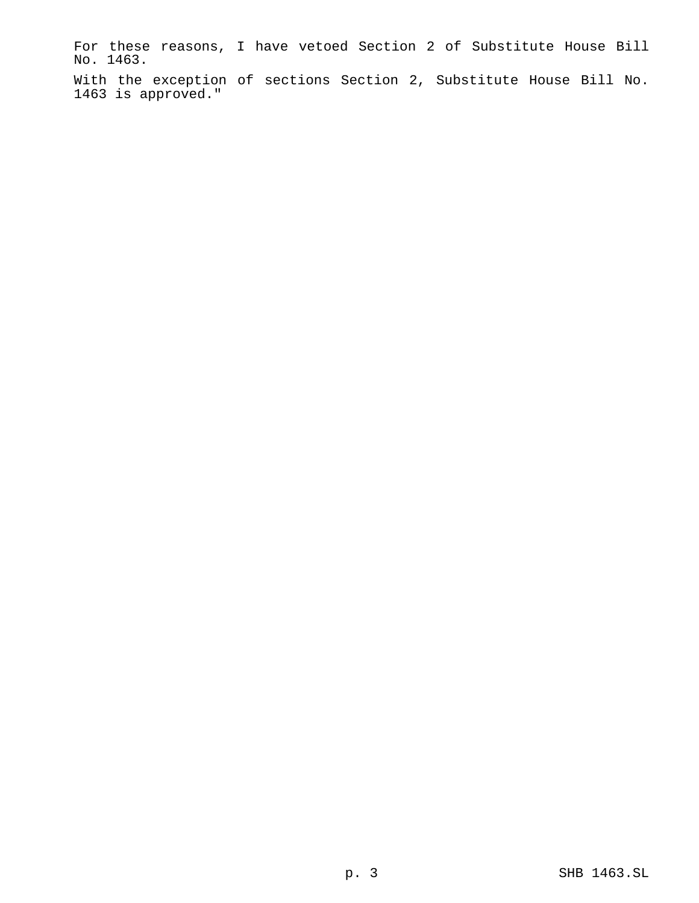For these reasons, I have vetoed Section 2 of Substitute House Bill No. 1463.

With the exception of sections Section 2, Substitute House Bill No. 1463 is approved."